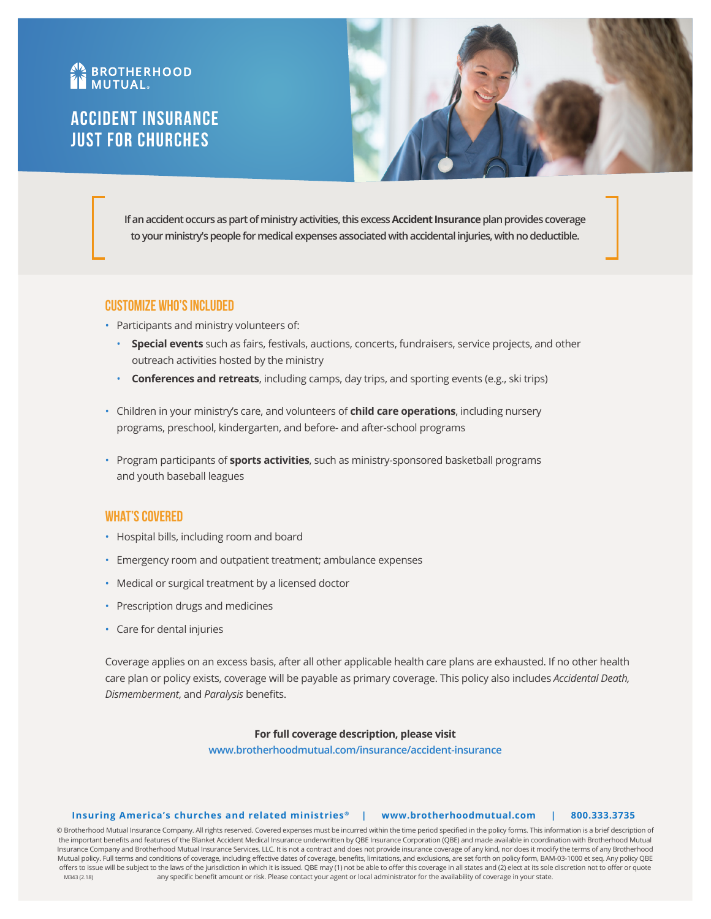BROTHERHOOD MUTUAL

# ACCIDENT INSURANCE JUST FOR CHURCHES

**If an accident occurs as part of ministry activities, this excess Accident Insurance plan provides coverage to your ministry's people for medical expenses associated with accidental injuries, with no deductible.**

## CUSTOMIZE WHO'S INCLUDED

- Participants and ministry volunteers of:
  - **Special events** such as fairs, festivals, auctions, concerts, fundraisers, service projects, and other outreach activities hosted by the ministry
  - **Conferences and retreats**, including camps, day trips, and sporting events (e.g., ski trips)
- Children in your ministry's care, and volunteers of **child care operations**, including nursery programs, preschool, kindergarten, and before- and after-school programs
- Program participants of **sports activities**, such as ministry-sponsored basketball programs and youth baseball leagues

## WHAT'S COVERED

- Hospital bills, including room and board
- Emergency room and outpatient treatment; ambulance expenses
- Medical or surgical treatment by a licensed doctor
- Prescription drugs and medicines
- Care for dental injuries

Coverage applies on an excess basis, after all other applicable health care plans are exhausted. If no other health care plan or policy exists, coverage will be payable as primary coverage. This policy also includes *Accidental Death, Dismemberment*, and *Paralysis* benefits.

**For full coverage description, please visit**
www.brotherhoodmutual.com/insurance/accident-insurance

**Insuring America's churches and related ministries® | www.brotherhoodmutual.com | 800.333.3735**

© Brotherhood Mutual Insurance Company. All rights reserved. Covered expenses must be incurred within the time period specified in the policy forms. This information is a brief description of the important benefits and features of the Blanket Accident Medical Insurance underwritten by QBE Insurance Corporation (QBE) and made available in coordination with Brotherhood Mutual Insurance Company and Brotherhood Mutual Insurance Services, LLC. It is not a contract and does not provide insurance coverage of any kind, nor does it modify the terms of any Brotherhood Mutual policy. Full terms and conditions of coverage, including effective dates of coverage, benefits, limitations, and exclusions, are set forth on policy form, BAM-03-1000 et seq. Any policy QBE offers to issue will be subject to the laws of the jurisdiction in which it is issued. QBE may (1) not be able to offer this coverage in all states and (2) elect at its sole discretion not to offer or quote any specific benefit amount or risk. Please contact your agent or local administrator for the availability of coverage in your state.

M343 (2.18)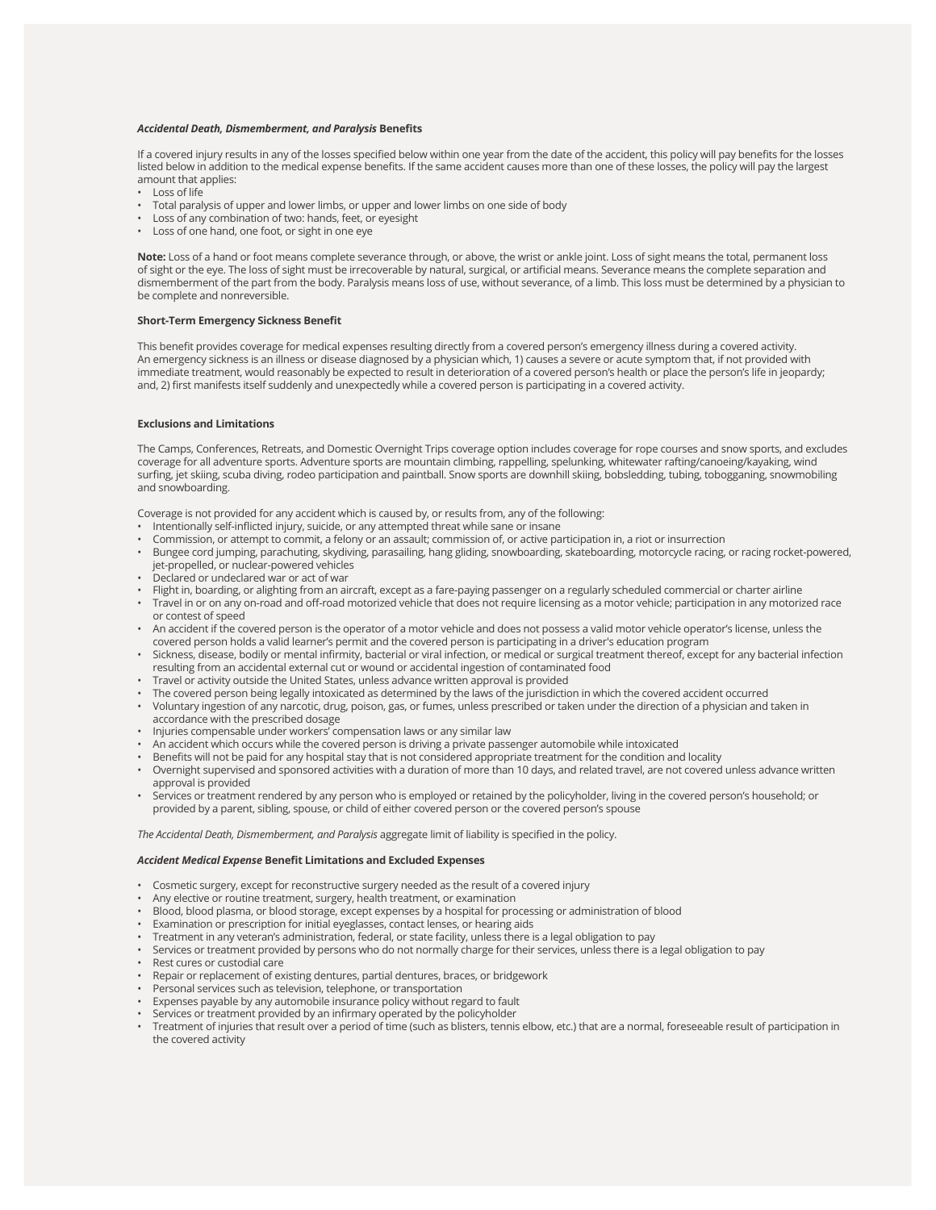### *Accidental Death, Dismemberment, and Paralysis* Benefits

If a covered injury results in any of the losses specified below within one year from the date of the accident, this policy will pay benefits for the losses listed below in addition to the medical expense benefits. If the same accident causes more than one of these losses, the policy will pay the largest amount that applies:

- Loss of life
- Total paralysis of upper and lower limbs, or upper and lower limbs on one side of body
- Loss of any combination of two: hands, feet, or eyesight
- Loss of one hand, one foot, or sight in one eye

**Note:** Loss of a hand or foot means complete severance through, or above, the wrist or ankle joint. Loss of sight means the total, permanent loss of sight or the eye. The loss of sight must be irrecoverable by natural, surgical, or artificial means. Severance means the complete separation and dismemberment of the part from the body. Paralysis means loss of use, without severance, of a limb. This loss must be determined by a physician to be complete and nonreversible.

### Short-Term Emergency Sickness Benefit

This benefit provides coverage for medical expenses resulting directly from a covered person's emergency illness during a covered activity. An emergency sickness is an illness or disease diagnosed by a physician which, 1) causes a severe or acute symptom that, if not provided with immediate treatment, would reasonably be expected to result in deterioration of a covered person's health or place the person's life in jeopardy; and, 2) first manifests itself suddenly and unexpectedly while a covered person is participating in a covered activity.

### Exclusions and Limitations

The Camps, Conferences, Retreats, and Domestic Overnight Trips coverage option includes coverage for rope courses and snow sports, and excludes coverage for all adventure sports. Adventure sports are mountain climbing, rappelling, spelunking, whitewater rafting/canoeing/kayaking, wind surfing, jet skiing, scuba diving, rodeo participation and paintball. Snow sports are downhill skiing, bobsledding, tubing, tobogganing, snowmobiling and snowboarding.

Coverage is not provided for any accident which is caused by, or results from, any of the following:

- Intentionally self-inflicted injury, suicide, or any attempted threat while sane or insane
- Commission, or attempt to commit, a felony or an assault; commission of, or active participation in, a riot or insurrection
- Bungee cord jumping, parachuting, skydiving, parasailing, hang gliding, snowboarding, skateboarding, motorcycle racing, or racing rocket-powered, jet-propelled, or nuclear-powered vehicles
- Declared or undeclared war or act of war
- Flight in, boarding, or alighting from an aircraft, except as a fare-paying passenger on a regularly scheduled commercial or charter airline
- Travel in or on any on-road and off-road motorized vehicle that does not require licensing as a motor vehicle; participation in any motorized race or contest of speed
- An accident if the covered person is the operator of a motor vehicle and does not possess a valid motor vehicle operator's license, unless the covered person holds a valid learner's permit and the covered person is participating in a driver's education program
- Sickness, disease, bodily or mental infirmity, bacterial or viral infection, or medical or surgical treatment thereof, except for any bacterial infection resulting from an accidental external cut or wound or accidental ingestion of contaminated food
- Travel or activity outside the United States, unless advance written approval is provided
- The covered person being legally intoxicated as determined by the laws of the jurisdiction in which the covered accident occurred
- Voluntary ingestion of any narcotic, drug, poison, gas, or fumes, unless prescribed or taken under the direction of a physician and taken in accordance with the prescribed dosage
- Injuries compensable under workers' compensation laws or any similar law
- An accident which occurs while the covered person is driving a private passenger automobile while intoxicated
- Benefits will not be paid for any hospital stay that is not considered appropriate treatment for the condition and locality
- Overnight supervised and sponsored activities with a duration of more than 10 days, and related travel, are not covered unless advance written approval is provided
- Services or treatment rendered by any person who is employed or retained by the policyholder, living in the covered person's household; or provided by a parent, sibling, spouse, or child of either covered person or the covered person's spouse

*The Accidental Death, Dismemberment, and Paralysis* aggregate limit of liability is specified in the policy.

### *Accident Medical Expense* Benefit Limitations and Excluded Expenses

- Cosmetic surgery, except for reconstructive surgery needed as the result of a covered injury
- Any elective or routine treatment, surgery, health treatment, or examination
- Blood, blood plasma, or blood storage, except expenses by a hospital for processing or administration of blood
- Examination or prescription for initial eyeglasses, contact lenses, or hearing aids
- Treatment in any veteran's administration, federal, or state facility, unless there is a legal obligation to pay
- Services or treatment provided by persons who do not normally charge for their services, unless there is a legal obligation to pay
- Rest cures or custodial care
- Repair or replacement of existing dentures, partial dentures, braces, or bridgework
- Personal services such as television, telephone, or transportation
- Expenses payable by any automobile insurance policy without regard to fault
- Services or treatment provided by an infirmary operated by the policyholder
- Treatment of injuries that result over a period of time (such as blisters, tennis elbow, etc.) that are a normal, foreseeable result of participation in the covered activity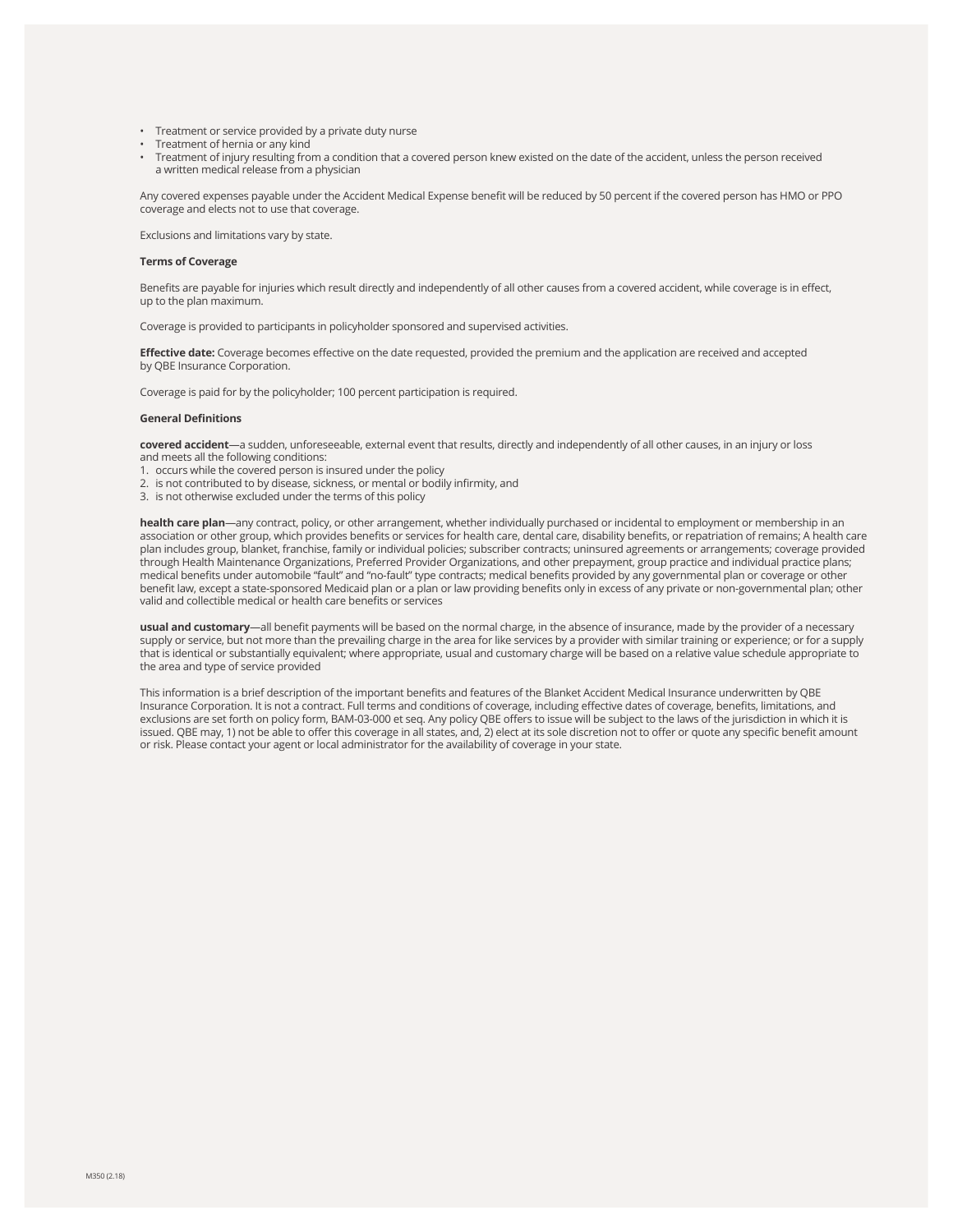- Treatment or service provided by a private duty nurse
- Treatment of hernia or any kind
- Treatment of injury resulting from a condition that a covered person knew existed on the date of the accident, unless the person received a written medical release from a physician

Any covered expenses payable under the Accident Medical Expense benefit will be reduced by 50 percent if the covered person has HMO or PPO coverage and elects not to use that coverage.

Exclusions and limitations vary by state.

**Terms of Coverage**

Benefits are payable for injuries which result directly and independently of all other causes from a covered accident, while coverage is in effect, up to the plan maximum.

Coverage is provided to participants in policyholder sponsored and supervised activities.

**Effective date:** Coverage becomes effective on the date requested, provided the premium and the application are received and accepted by QBE Insurance Corporation.

Coverage is paid for by the policyholder; 100 percent participation is required.

**General Definitions**

**covered accident**—a sudden, unforeseeable, external event that results, directly and independently of all other causes, in an injury or loss and meets all the following conditions:

1. occurs while the covered person is insured under the policy
2. is not contributed to by disease, sickness, or mental or bodily infirmity, and
3. is not otherwise excluded under the terms of this policy

**health care plan**—any contract, policy, or other arrangement, whether individually purchased or incidental to employment or membership in an association or other group, which provides benefits or services for health care, dental care, disability benefits, or repatriation of remains; A health care plan includes group, blanket, franchise, family or individual policies; subscriber contracts; uninsured agreements or arrangements; coverage provided through Health Maintenance Organizations, Preferred Provider Organizations, and other prepayment, group practice and individual practice plans; medical benefits under automobile "fault" and "no-fault" type contracts; medical benefits provided by any governmental plan or coverage or other benefit law, except a state-sponsored Medicaid plan or a plan or law providing benefits only in excess of any private or non-governmental plan; other valid and collectible medical or health care benefits or services

**usual and customary**—all benefit payments will be based on the normal charge, in the absence of insurance, made by the provider of a necessary supply or service, but not more than the prevailing charge in the area for like services by a provider with similar training or experience; or for a supply that is identical or substantially equivalent; where appropriate, usual and customary charge will be based on a relative value schedule appropriate to the area and type of service provided

This information is a brief description of the important benefits and features of the Blanket Accident Medical Insurance underwritten by QBE Insurance Corporation. It is not a contract. Full terms and conditions of coverage, including effective dates of coverage, benefits, limitations, and exclusions are set forth on policy form, BAM-03-000 et seq. Any policy QBE offers to issue will be subject to the laws of the jurisdiction in which it is issued. QBE may, 1) not be able to offer this coverage in all states, and, 2) elect at its sole discretion not to offer or quote any specific benefit amount or risk. Please contact your agent or local administrator for the availability of coverage in your state.

M350 (2.18)